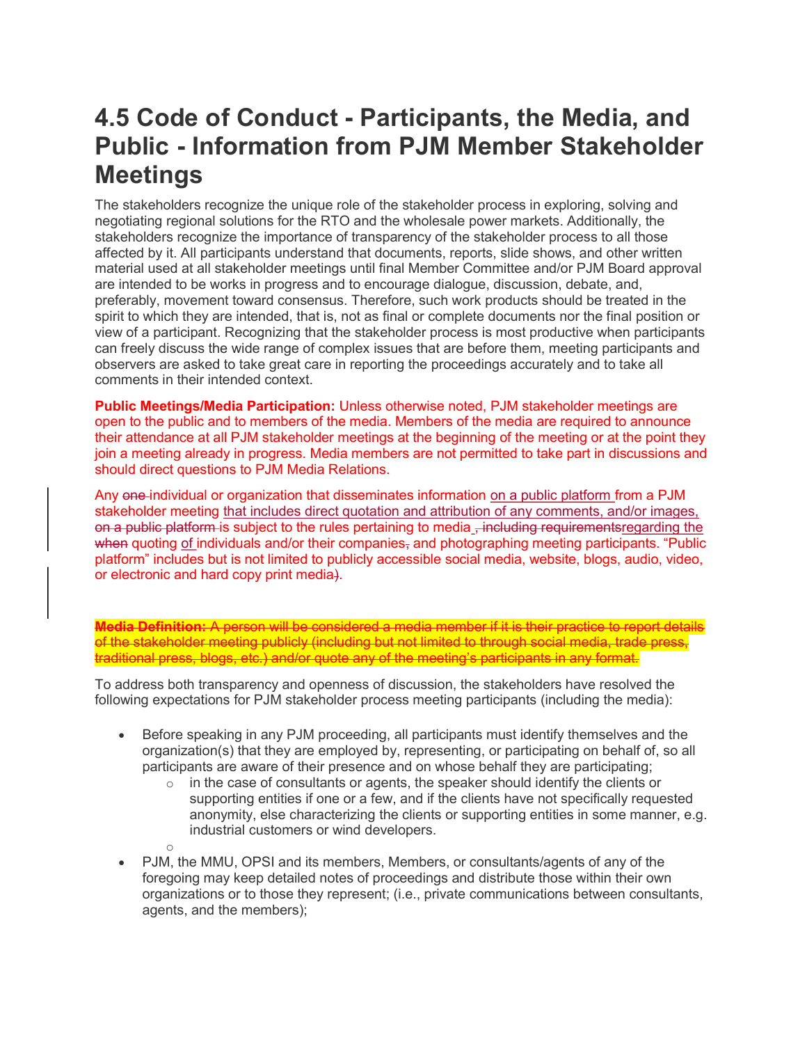# 4.5 Code of Conduct - Participants, the Media, and Public - Information from PJM Member Stakeholder Meetings

The stakeholders recognize the unique role of the stakeholder process in exploring, solving and negotiating regional solutions for the RTO and the wholesale power markets. Additionally, the stakeholders recognize the importance of transparency of the stakeholder process to all those affected by it. All participants understand that documents, reports, slide shows, and other written material used at all stakeholder meetings until final Member Committee and/or PJM Board approval are intended to be works in progress and to encourage dialogue, discussion, debate, and, preferably, movement toward consensus. Therefore, such work products should be treated in the spirit to which they are intended, that is, not as final or complete documents nor the final position or view of a participant. Recognizing that the stakeholder process is most productive when participants can freely discuss the wide range of complex issues that are before them, meeting participants and observers are asked to take great care in reporting the proceedings accurately and to take all comments in their intended context.

**Public Meetings/Media Participation:** Unless otherwise noted, PJM stakeholder meetings are open to the public and to members of the media. Members of the media are required to announce their attendance at all PJM stakeholder meetings at the beginning of the meeting or at the point they join a meeting already in progress. Media members are not permitted to take part in discussions and should direct questions to PJM Media Relations.

Any ~~one~~ individual or organization that disseminates information on a public platform from a PJM stakeholder meeting that includes direct quotation and attribution of any comments, and/or images, ~~on a public platform~~ is subject to the rules pertaining to media ~~, including requirements~~regarding the ~~when~~ quoting of individuals and/or their companies~~,~~ and photographing meeting participants. "Public platform" includes but is not limited to publicly accessible social media, website, blogs, audio, video, or electronic and hard copy print media~~)~~.

~~**Media Definition:** A person will be considered a media member if it is their practice to report details of the stakeholder meeting publicly (including but not limited to through social media, trade press, traditional press, blogs, etc.) and/or quote any of the meeting's participants in any format.~~

To address both transparency and openness of discussion, the stakeholders have resolved the following expectations for PJM stakeholder process meeting participants (including the media):

- Before speaking in any PJM proceeding, all participants must identify themselves and the organization(s) that they are employed by, representing, or participating on behalf of, so all participants are aware of their presence and on whose behalf they are participating;
  - in the case of consultants or agents, the speaker should identify the clients or supporting entities if one or a few, and if the clients have not specifically requested anonymity, else characterizing the clients or supporting entities in some manner, e.g. industrial customers or wind developers.
- PJM, the MMU, OPSI and its members, Members, or consultants/agents of any of the foregoing may keep detailed notes of proceedings and distribute those within their own organizations or to those they represent; (i.e., private communications between consultants, agents, and the members);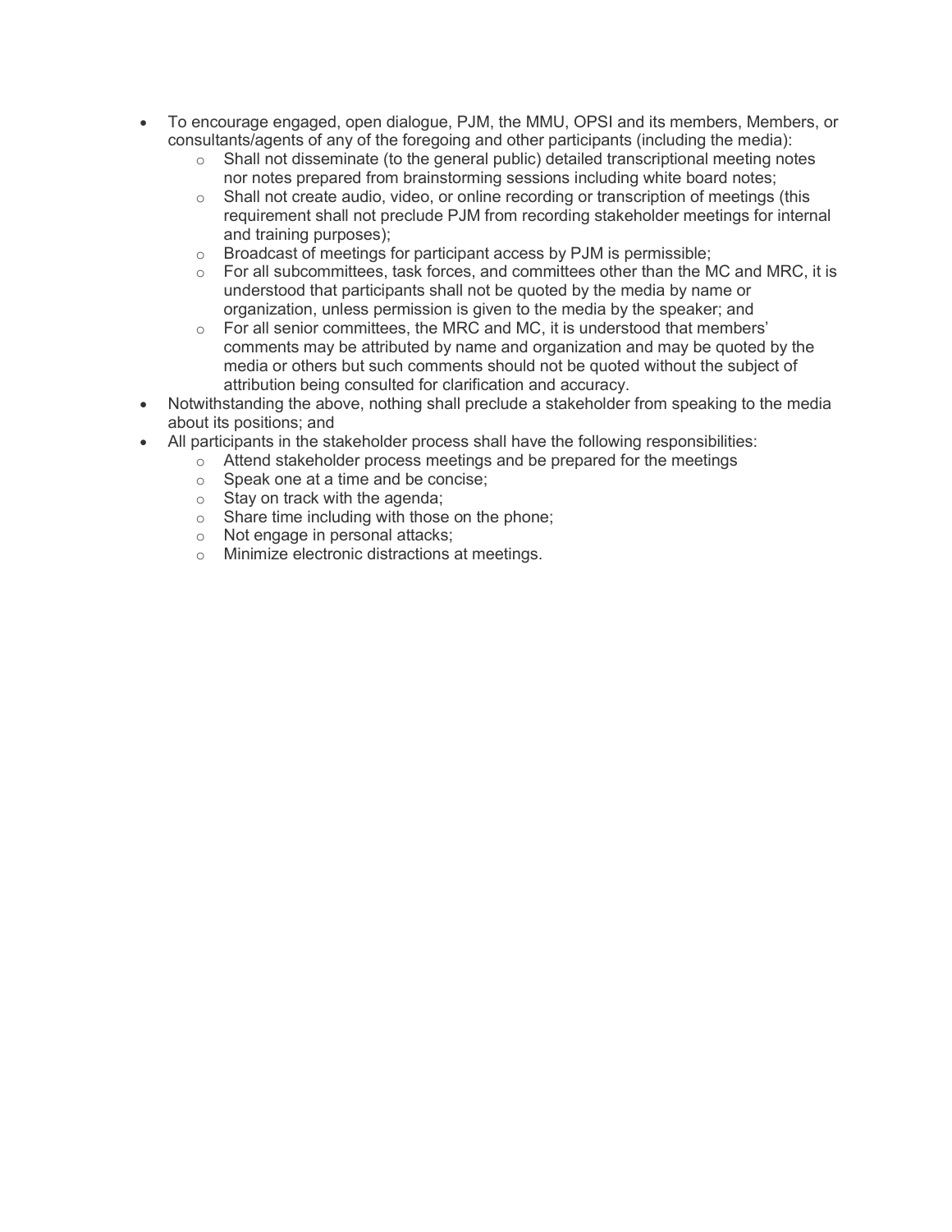- To encourage engaged, open dialogue, PJM, the MMU, OPSI and its members, Members, or consultants/agents of any of the foregoing and other participants (including the media):
  - Shall not disseminate (to the general public) detailed transcriptional meeting notes nor notes prepared from brainstorming sessions including white board notes;
  - Shall not create audio, video, or online recording or transcription of meetings (this requirement shall not preclude PJM from recording stakeholder meetings for internal and training purposes);
  - Broadcast of meetings for participant access by PJM is permissible;
  - For all subcommittees, task forces, and committees other than the MC and MRC, it is understood that participants shall not be quoted by the media by name or organization, unless permission is given to the media by the speaker; and
  - For all senior committees, the MRC and MC, it is understood that members' comments may be attributed by name and organization and may be quoted by the media or others but such comments should not be quoted without the subject of attribution being consulted for clarification and accuracy.
- Notwithstanding the above, nothing shall preclude a stakeholder from speaking to the media about its positions; and
- All participants in the stakeholder process shall have the following responsibilities:
  - Attend stakeholder process meetings and be prepared for the meetings
  - Speak one at a time and be concise;
  - Stay on track with the agenda;
  - Share time including with those on the phone;
  - Not engage in personal attacks;
  - Minimize electronic distractions at meetings.